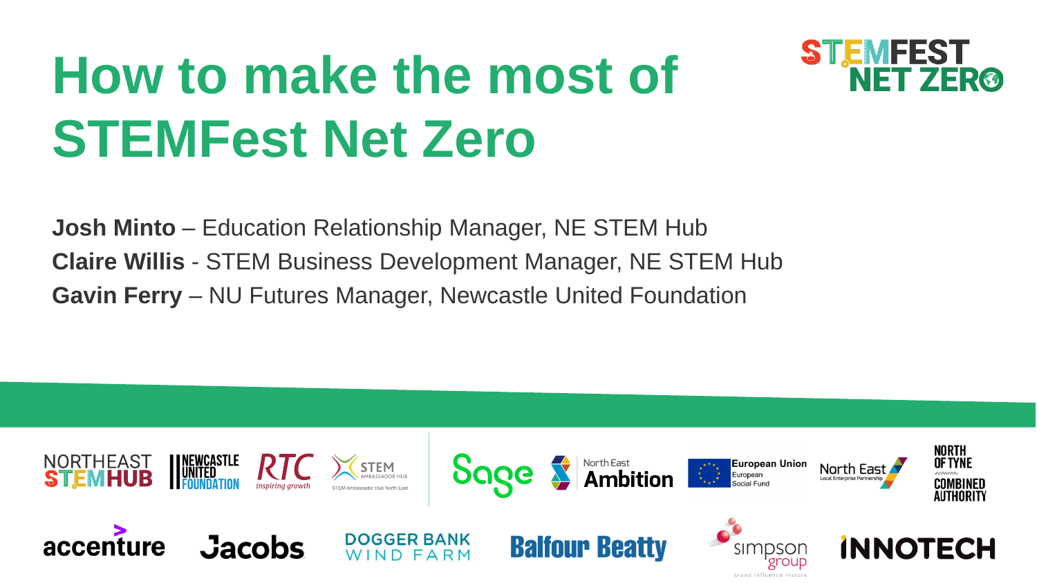# How to make the most of STEMFest Net Zero

**Josh Minto** – Education Relationship Manager, NE STEM Hub

**Claire Willis** - STEM Business Development Manager, NE STEM Hub

**Gavin Ferry** – NU Futures Manager, Newcastle United Foundation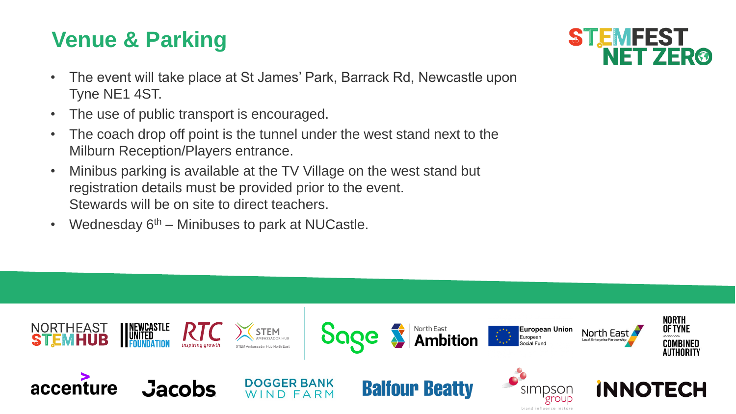# Venue & Parking

- The event will take place at St James' Park, Barrack Rd, Newcastle upon Tyne NE1 4ST.
- The use of public transport is encouraged.
- The coach drop off point is the tunnel under the west stand next to the Milburn Reception/Players entrance.
- Minibus parking is available at the TV Village on the west stand but registration details must be provided prior to the event.
  Stewards will be on site to direct teachers.
- Wednesday 6th – Minibuses to park at NUCastle.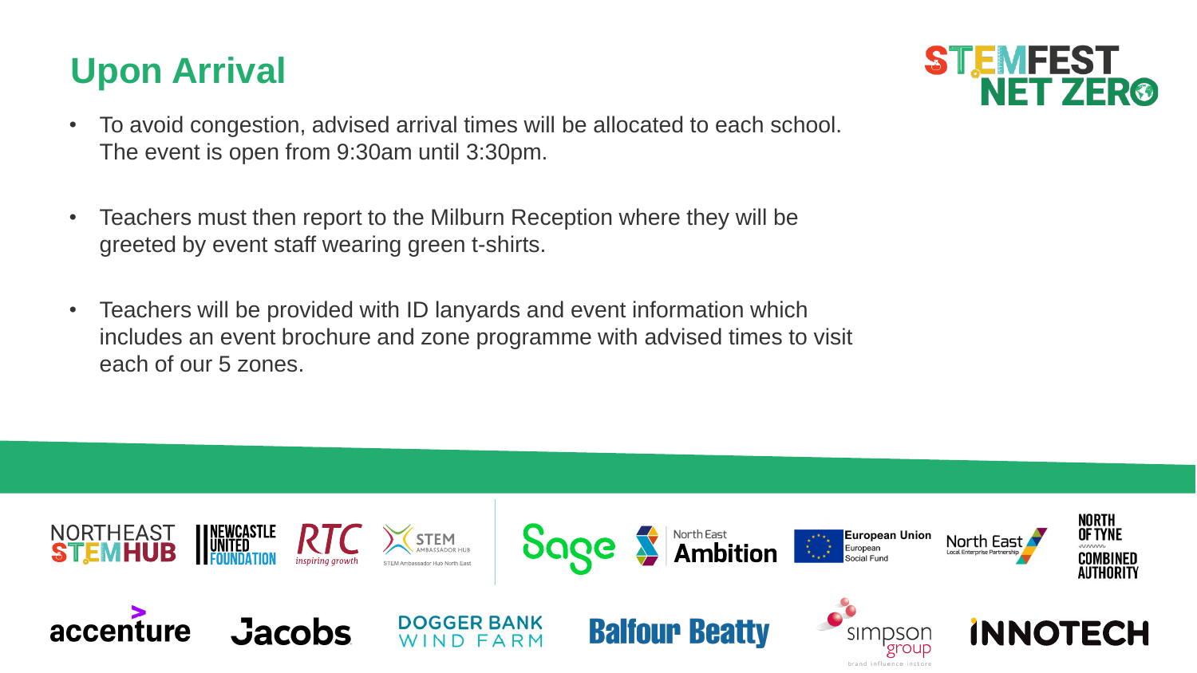# Upon Arrival

- To avoid congestion, advised arrival times will be allocated to each school. The event is open from 9:30am until 3:30pm.
- Teachers must then report to the Milburn Reception where they will be greeted by event staff wearing green t-shirts.
- Teachers will be provided with ID lanyards and event information which includes an event brochure and zone programme with advised times to visit each of our 5 zones.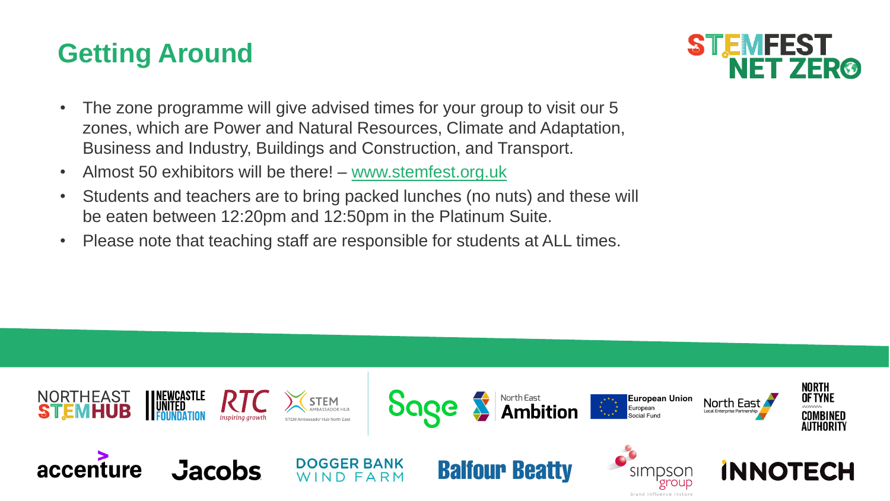## Getting Around

- The zone programme will give advised times for your group to visit our 5 zones, which are Power and Natural Resources, Climate and Adaptation, Business and Industry, Buildings and Construction, and Transport.
- Almost 50 exhibitors will be there! – [www.stemfest.org.uk](http://www.stemfest.org.uk)
- Students and teachers are to bring packed lunches (no nuts) and these will be eaten between 12:20pm and 12:50pm in the Platinum Suite.
- Please note that teaching staff are responsible for students at ALL times.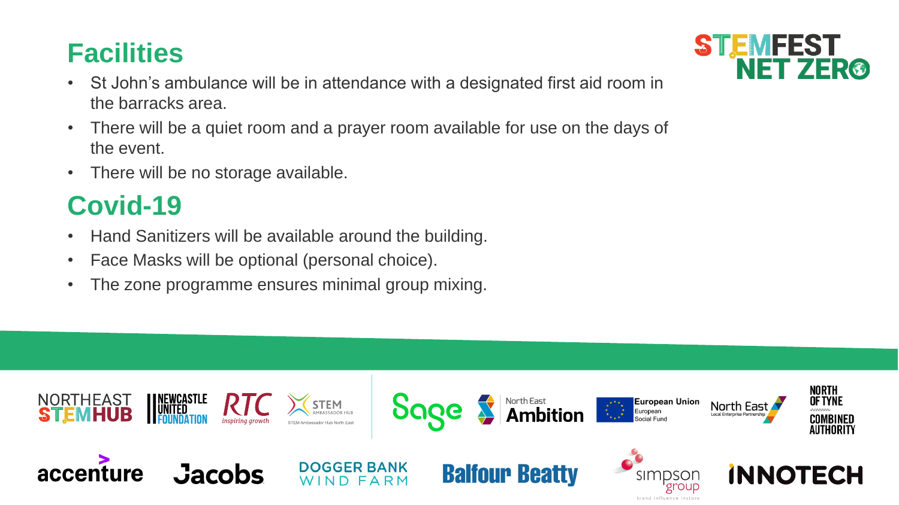## Facilities

- St John's ambulance will be in attendance with a designated first aid room in the barracks area.
- There will be a quiet room and a prayer room available for use on the days of the event.
- There will be no storage available.

## Covid-19

- Hand Sanitizers will be available around the building.
- Face Masks will be optional (personal choice).
- The zone programme ensures minimal group mixing.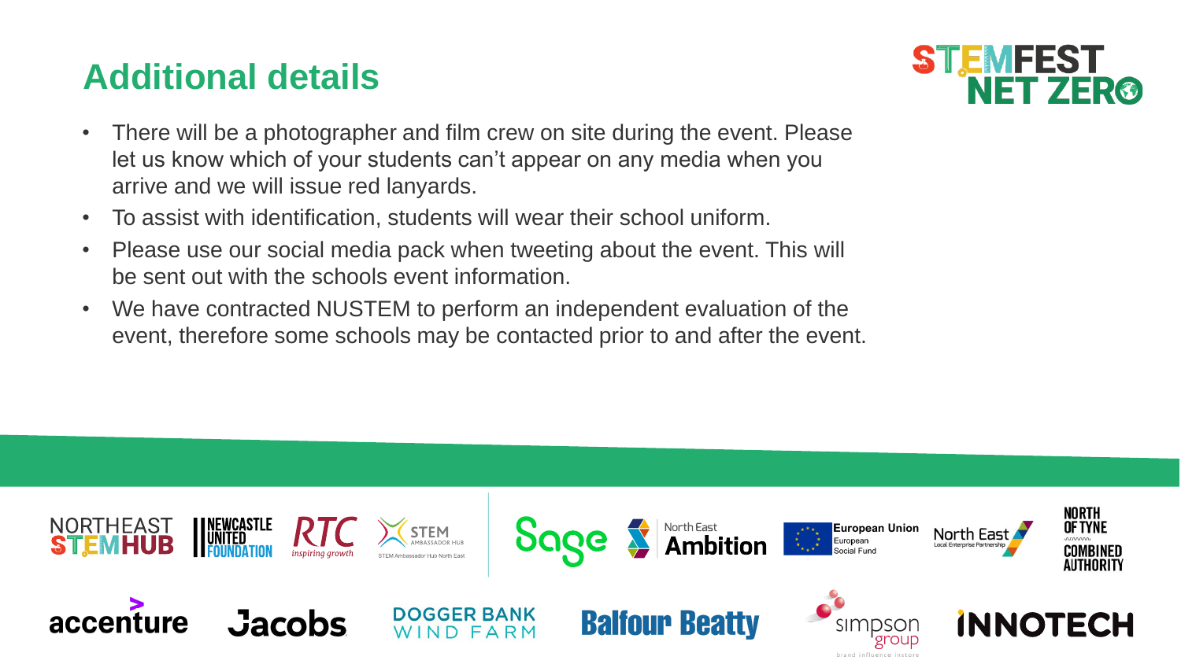# Additional details

- There will be a photographer and film crew on site during the event. Please let us know which of your students can't appear on any media when you arrive and we will issue red lanyards.
- To assist with identification, students will wear their school uniform.
- Please use our social media pack when tweeting about the event. This will be sent out with the schools event information.
- We have contracted NUSTEM to perform an independent evaluation of the event, therefore some schools may be contacted prior to and after the event.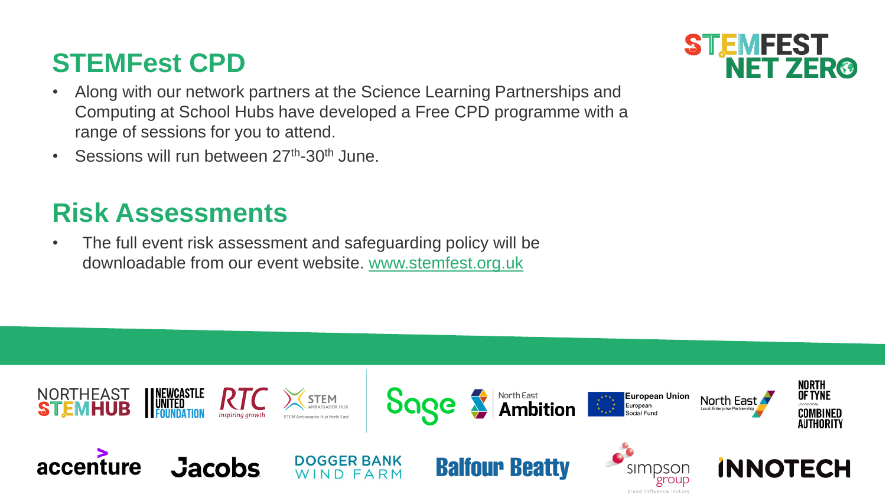## STEMFest CPD

- Along with our network partners at the Science Learning Partnerships and Computing at School Hubs have developed a Free CPD programme with a range of sessions for you to attend.
- Sessions will run between 27th-30th June.

## Risk Assessments

- The full event risk assessment and safeguarding policy will be downloadable from our event website. www.stemfest.org.uk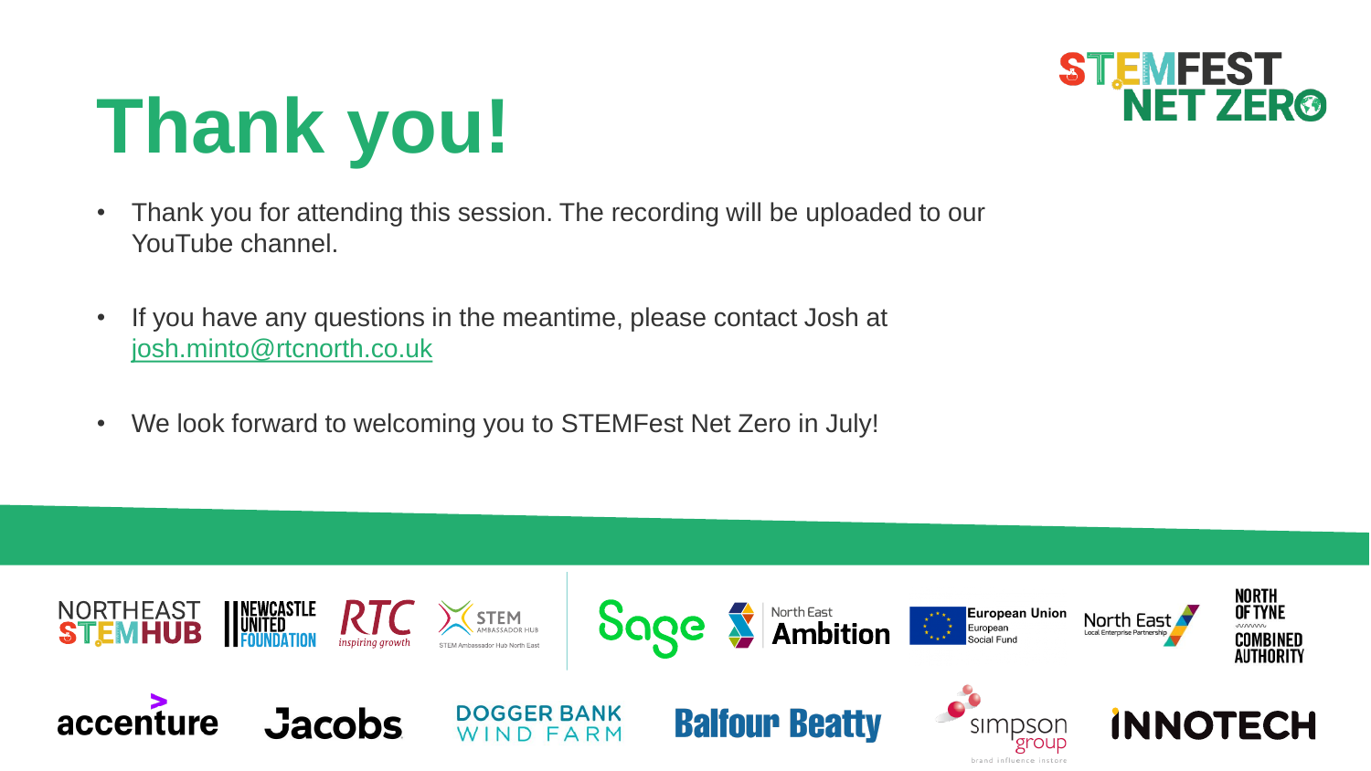# Thank you!

- Thank you for attending this session. The recording will be uploaded to our YouTube channel.
- If you have any questions in the meantime, please contact Josh at josh.minto@rtcnorth.co.uk
- We look forward to welcoming you to STEMFest Net Zero in July!